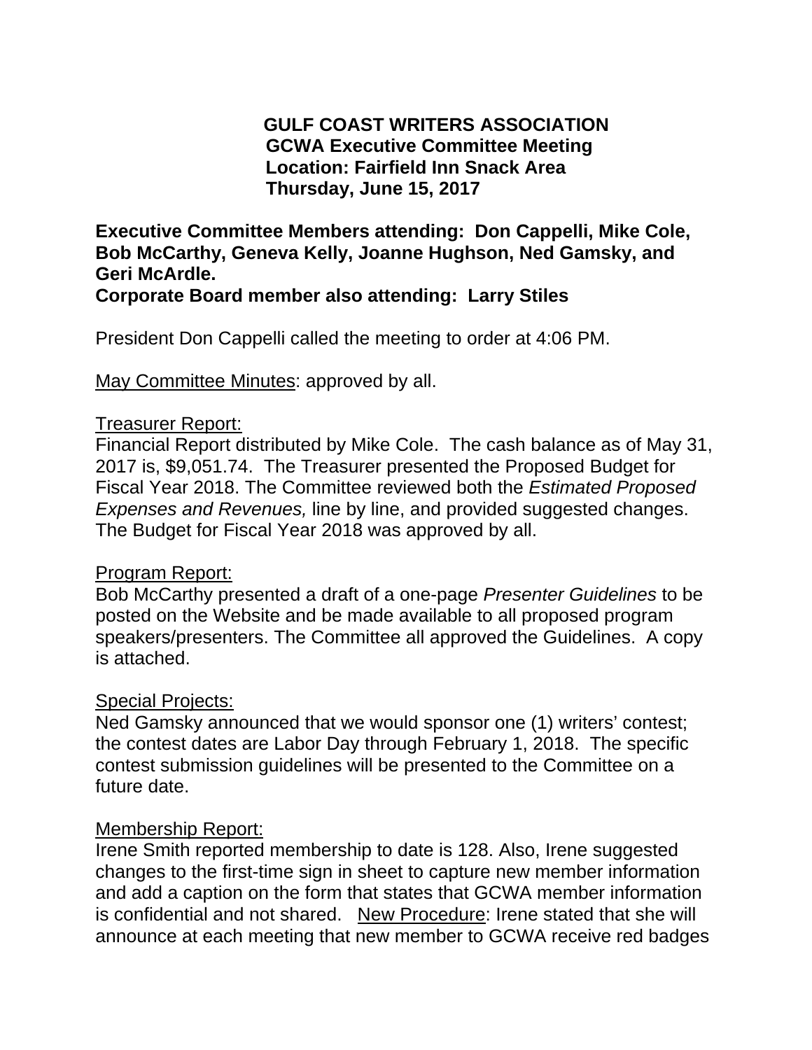**GULF COAST WRITERS ASSOCIATION**
**GCWA Executive Committee Meeting**
**Location: Fairfield Inn Snack Area**
**Thursday, June 15, 2017**

**Executive Committee Members attending: Don Cappelli, Mike Cole, Bob McCarthy, Geneva Kelly, Joanne Hughson, Ned Gamsky, and Geri McArdle.**
**Corporate Board member also attending: Larry Stiles**

President Don Cappelli called the meeting to order at 4:06 PM.

<u>May Committee Minutes</u>: approved by all.

<u>Treasurer Report:</u>
Financial Report distributed by Mike Cole. The cash balance as of May 31, 2017 is, $9,051.74. The Treasurer presented the Proposed Budget for Fiscal Year 2018. The Committee reviewed both the *Estimated Proposed Expenses and Revenues,* line by line, and provided suggested changes. The Budget for Fiscal Year 2018 was approved by all.

<u>Program Report:</u>
Bob McCarthy presented a draft of a one-page *Presenter Guidelines* to be posted on the Website and be made available to all proposed program speakers/presenters. The Committee all approved the Guidelines. A copy is attached.

<u>Special Projects:</u>
Ned Gamsky announced that we would sponsor one (1) writers' contest; the contest dates are Labor Day through February 1, 2018. The specific contest submission guidelines will be presented to the Committee on a future date.

<u>Membership Report:</u>
Irene Smith reported membership to date is 128. Also, Irene suggested changes to the first-time sign in sheet to capture new member information and add a caption on the form that states that GCWA member information is confidential and not shared. <u>New Procedure</u>: Irene stated that she will announce at each meeting that new member to GCWA receive red badges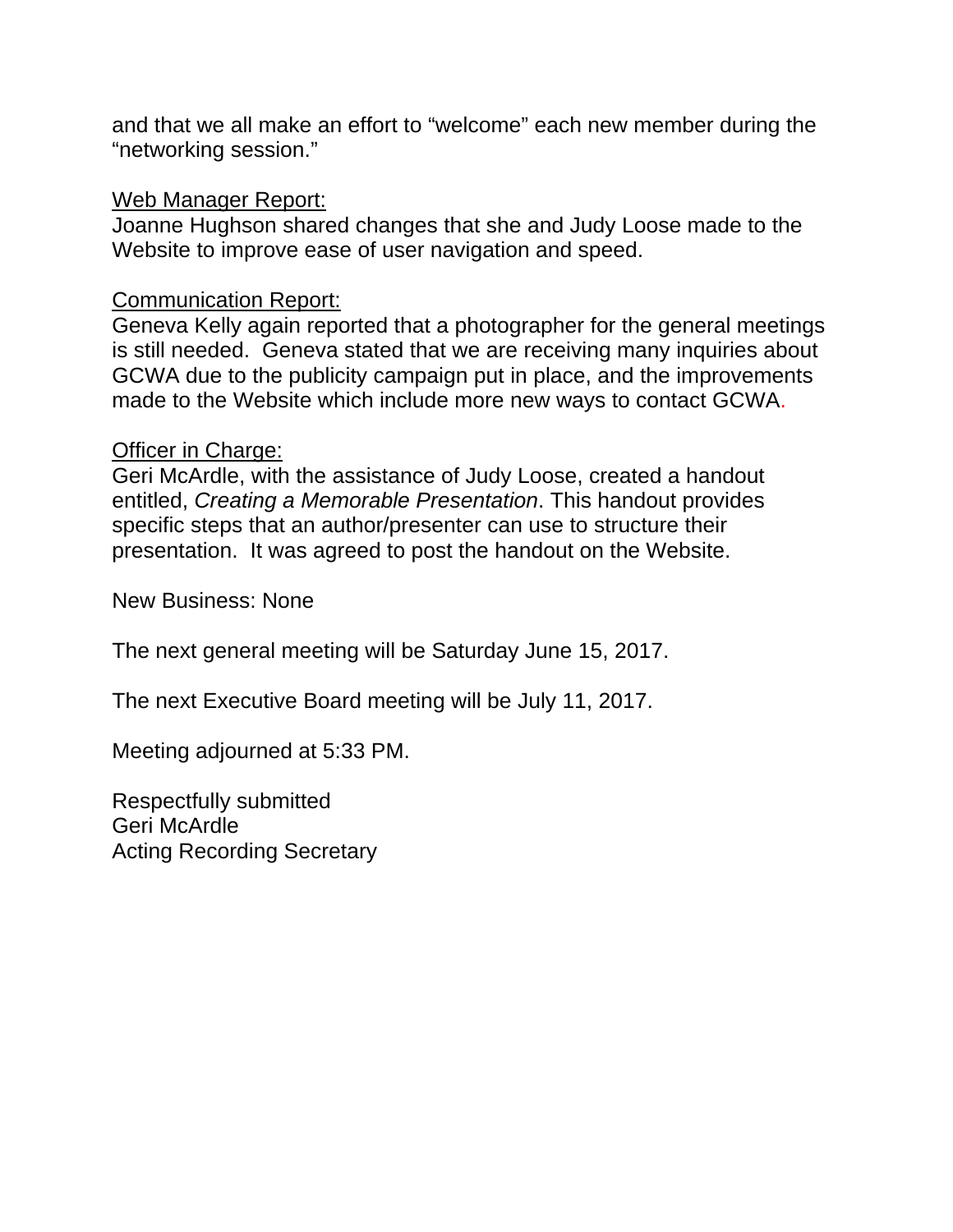and that we all make an effort to “welcome” each new member during the “networking session.”

<u>Web Manager Report:</u>
Joanne Hughson shared changes that she and Judy Loose made to the Website to improve ease of user navigation and speed.

<u>Communication Report:</u>
Geneva Kelly again reported that a photographer for the general meetings is still needed. Geneva stated that we are receiving many inquiries about GCWA due to the publicity campaign put in place, and the improvements made to the Website which include more new ways to contact GCWA.

<u>Officer in Charge:</u>
Geri McArdle, with the assistance of Judy Loose, created a handout entitled, *Creating a Memorable Presentation*. This handout provides specific steps that an author/presenter can use to structure their presentation. It was agreed to post the handout on the Website.

New Business: None

The next general meeting will be Saturday June 15, 2017.

The next Executive Board meeting will be July 11, 2017.

Meeting adjourned at 5:33 PM.

Respectfully submitted
Geri McArdle
Acting Recording Secretary